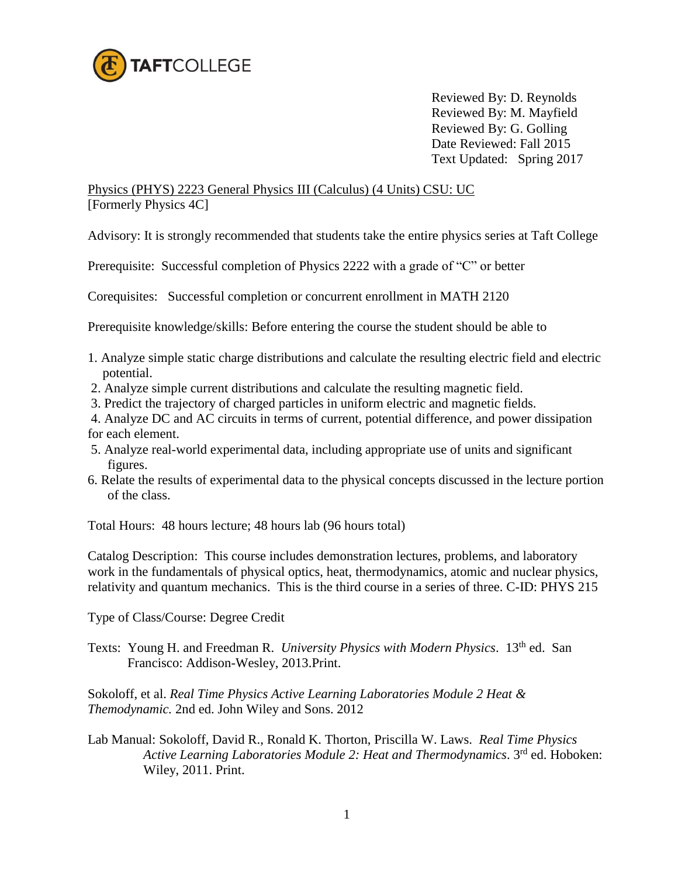TAFTCOLLEGE

Reviewed By: D. Reynolds
Reviewed By: M. Mayfield
Reviewed By: G. Golling
Date Reviewed: Fall 2015
Text Updated: Spring 2017

Physics (PHYS) 2223 General Physics III (Calculus) (4 Units) CSU: UC
[Formerly Physics 4C]

Advisory: It is strongly recommended that students take the entire physics series at Taft College

Prerequisite: Successful completion of Physics 2222 with a grade of "C" or better

Corequisites: Successful completion or concurrent enrollment in MATH 2120

Prerequisite knowledge/skills: Before entering the course the student should be able to

1. Analyze simple static charge distributions and calculate the resulting electric field and electric potential.
2. Analyze simple current distributions and calculate the resulting magnetic field.
3. Predict the trajectory of charged particles in uniform electric and magnetic fields.
4. Analyze DC and AC circuits in terms of current, potential difference, and power dissipation for each element.
5. Analyze real-world experimental data, including appropriate use of units and significant figures.
6. Relate the results of experimental data to the physical concepts discussed in the lecture portion of the class.

Total Hours: 48 hours lecture; 48 hours lab (96 hours total)

Catalog Description: This course includes demonstration lectures, problems, and laboratory work in the fundamentals of physical optics, heat, thermodynamics, atomic and nuclear physics, relativity and quantum mechanics. This is the third course in a series of three. C-ID: PHYS 215

Type of Class/Course: Degree Credit

Texts: Young H. and Freedman R. *University Physics with Modern Physics*. 13th ed. San Francisco: Addison-Wesley, 2013.Print.

Sokoloff, et al. *Real Time Physics Active Learning Laboratories Module 2 Heat & Themodynamic.* 2nd ed. John Wiley and Sons. 2012

Lab Manual: Sokoloff, David R., Ronald K. Thorton, Priscilla W. Laws. *Real Time Physics Active Learning Laboratories Module 2: Heat and Thermodynamics*. 3rd ed. Hoboken: Wiley, 2011. Print.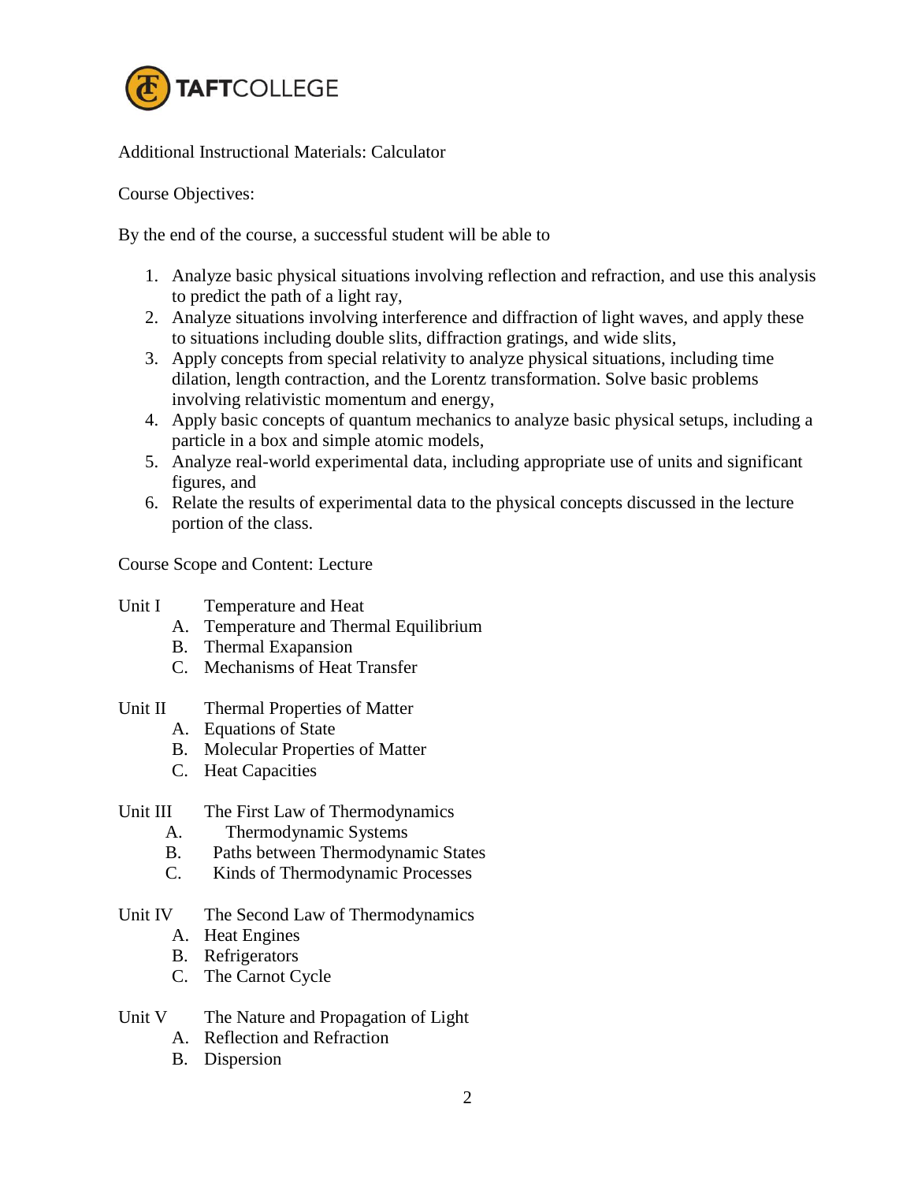Additional Instructional Materials: Calculator

Course Objectives:

By the end of the course, a successful student will be able to

1. Analyze basic physical situations involving reflection and refraction, and use this analysis to predict the path of a light ray,
2. Analyze situations involving interference and diffraction of light waves, and apply these to situations including double slits, diffraction gratings, and wide slits,
3. Apply concepts from special relativity to analyze physical situations, including time dilation, length contraction, and the Lorentz transformation. Solve basic problems involving relativistic momentum and energy,
4. Apply basic concepts of quantum mechanics to analyze basic physical setups, including a particle in a box and simple atomic models,
5. Analyze real-world experimental data, including appropriate use of units and significant figures, and
6. Relate the results of experimental data to the physical concepts discussed in the lecture portion of the class.

Course Scope and Content: Lecture

Unit I Temperature and Heat
- A. Temperature and Thermal Equilibrium
- B. Thermal Exapansion
- C. Mechanisms of Heat Transfer

Unit II Thermal Properties of Matter
- A. Equations of State
- B. Molecular Properties of Matter
- C. Heat Capacities

Unit III The First Law of Thermodynamics
- A. Thermodynamic Systems
- B. Paths between Thermodynamic States
- C. Kinds of Thermodynamic Processes

Unit IV The Second Law of Thermodynamics
- A. Heat Engines
- B. Refrigerators
- C. The Carnot Cycle

Unit V The Nature and Propagation of Light
- A. Reflection and Refraction
- B. Dispersion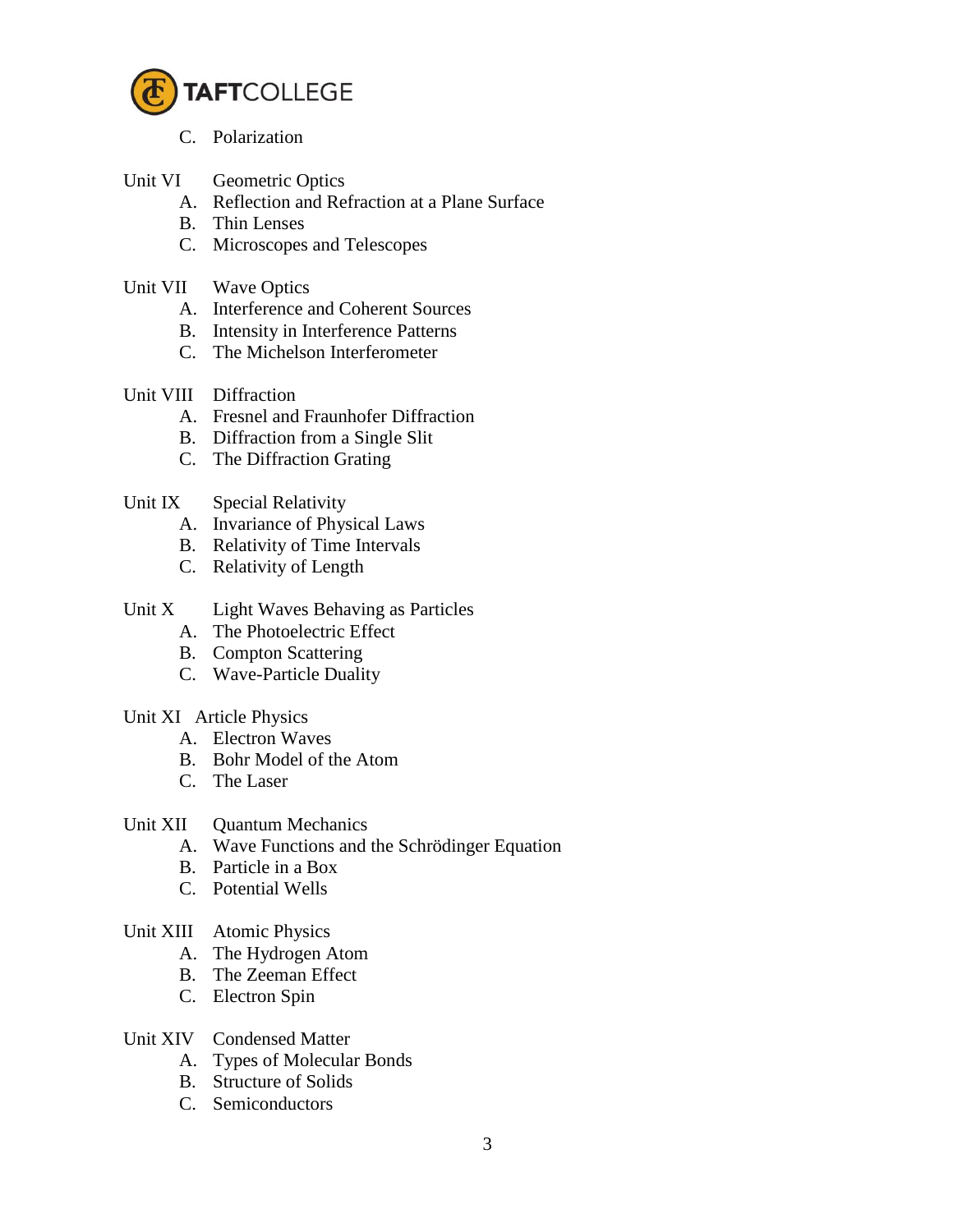C. Polarization

Unit VI Geometric Optics

A. Reflection and Refraction at a Plane Surface
B. Thin Lenses
C. Microscopes and Telescopes

Unit VII Wave Optics

A. Interference and Coherent Sources
B. Intensity in Interference Patterns
C. The Michelson Interferometer

Unit VIII Diffraction

A. Fresnel and Fraunhofer Diffraction
B. Diffraction from a Single Slit
C. The Diffraction Grating

Unit IX Special Relativity

A. Invariance of Physical Laws
B. Relativity of Time Intervals
C. Relativity of Length

Unit X Light Waves Behaving as Particles

A. The Photoelectric Effect
B. Compton Scattering
C. Wave-Particle Duality

Unit XI Article Physics

A. Electron Waves
B. Bohr Model of the Atom
C. The Laser

Unit XII Quantum Mechanics

A. Wave Functions and the Schrödinger Equation
B. Particle in a Box
C. Potential Wells

Unit XIII Atomic Physics

A. The Hydrogen Atom
B. The Zeeman Effect
C. Electron Spin

Unit XIV Condensed Matter

A. Types of Molecular Bonds
B. Structure of Solids
C. Semiconductors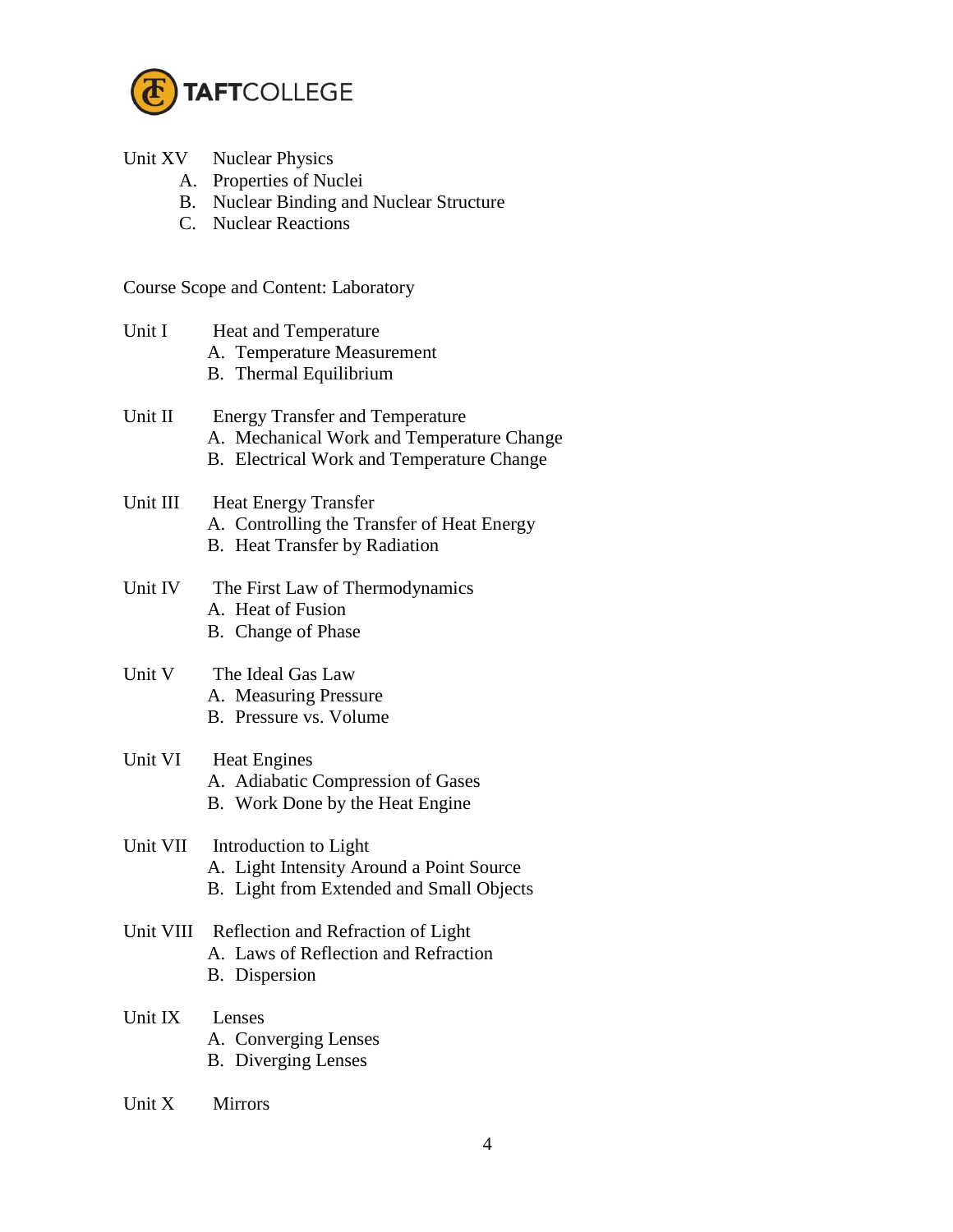Unit XV Nuclear Physics

A. Properties of Nuclei
B. Nuclear Binding and Nuclear Structure
C. Nuclear Reactions

Course Scope and Content: Laboratory

Unit I Heat and Temperature

A. Temperature Measurement
B. Thermal Equilibrium

Unit II Energy Transfer and Temperature

A. Mechanical Work and Temperature Change
B. Electrical Work and Temperature Change

Unit III Heat Energy Transfer

A. Controlling the Transfer of Heat Energy
B. Heat Transfer by Radiation

Unit IV The First Law of Thermodynamics

A. Heat of Fusion
B. Change of Phase

Unit V The Ideal Gas Law

A. Measuring Pressure
B. Pressure vs. Volume

Unit VI Heat Engines

A. Adiabatic Compression of Gases
B. Work Done by the Heat Engine

Unit VII Introduction to Light

A. Light Intensity Around a Point Source
B. Light from Extended and Small Objects

Unit VIII Reflection and Refraction of Light

A. Laws of Reflection and Refraction
B. Dispersion

Unit IX Lenses

A. Converging Lenses
B. Diverging Lenses

Unit X Mirrors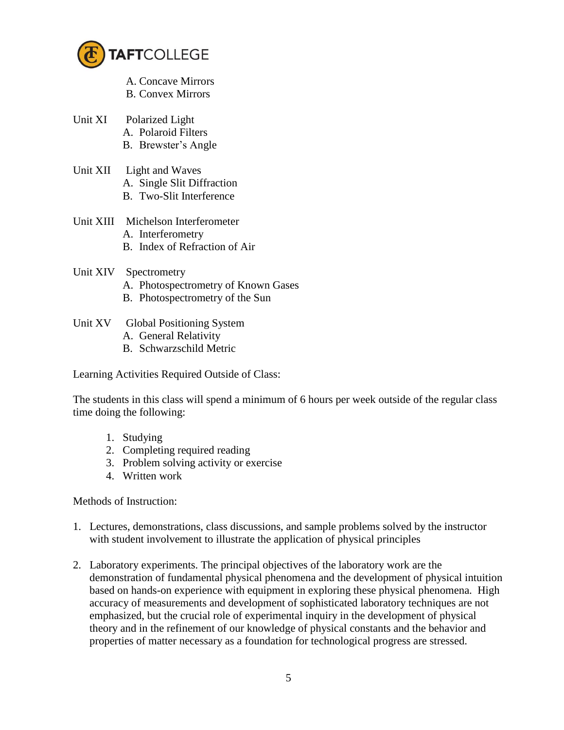A. Concave Mirrors
B. Convex Mirrors

Unit XI Polarized Light
- A. Polaroid Filters
- B. Brewster's Angle

Unit XII Light and Waves
- A. Single Slit Diffraction
- B. Two-Slit Interference

Unit XIII Michelson Interferometer
- A. Interferometry
- B. Index of Refraction of Air

Unit XIV Spectrometry
- A. Photospectrometry of Known Gases
- B. Photospectrometry of the Sun

Unit XV Global Positioning System
- A. General Relativity
- B. Schwarzschild Metric

Learning Activities Required Outside of Class:

The students in this class will spend a minimum of 6 hours per week outside of the regular class time doing the following:

1. Studying
2. Completing required reading
3. Problem solving activity or exercise
4. Written work

Methods of Instruction:

1. Lectures, demonstrations, class discussions, and sample problems solved by the instructor with student involvement to illustrate the application of physical principles

2. Laboratory experiments. The principal objectives of the laboratory work are the demonstration of fundamental physical phenomena and the development of physical intuition based on hands-on experience with equipment in exploring these physical phenomena. High accuracy of measurements and development of sophisticated laboratory techniques are not emphasized, but the crucial role of experimental inquiry in the development of physical theory and in the refinement of our knowledge of physical constants and the behavior and properties of matter necessary as a foundation for technological progress are stressed.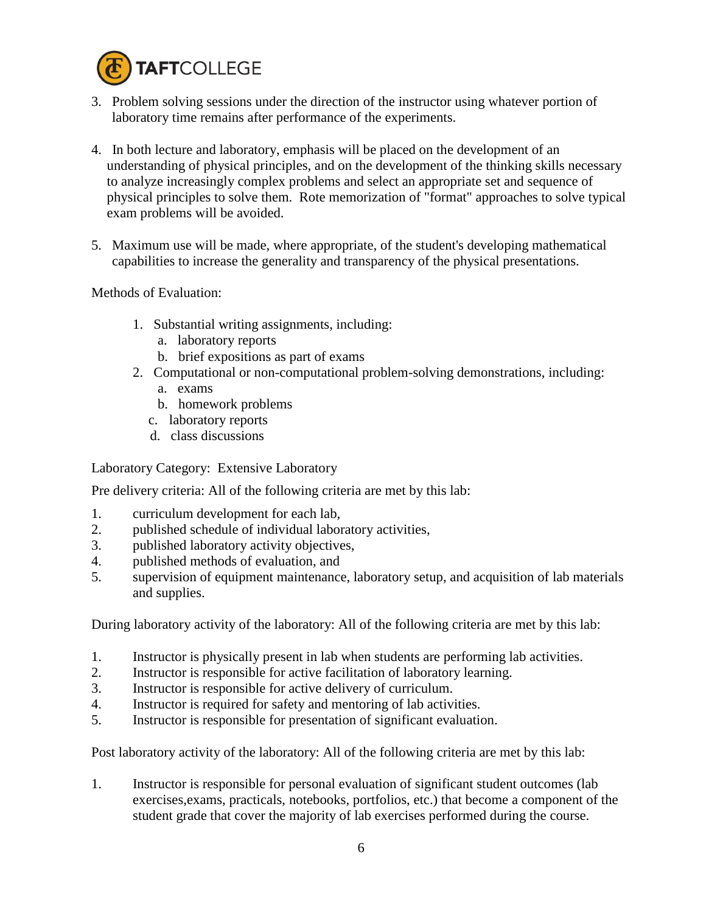3. Problem solving sessions under the direction of the instructor using whatever portion of laboratory time remains after performance of the experiments.

4. In both lecture and laboratory, emphasis will be placed on the development of an understanding of physical principles, and on the development of the thinking skills necessary to analyze increasingly complex problems and select an appropriate set and sequence of physical principles to solve them. Rote memorization of "format" approaches to solve typical exam problems will be avoided.

5. Maximum use will be made, where appropriate, of the student's developing mathematical capabilities to increase the generality and transparency of the physical presentations.

Methods of Evaluation:

1. Substantial writing assignments, including:
   a. laboratory reports
   b. brief expositions as part of exams
2. Computational or non-computational problem-solving demonstrations, including:
   a. exams
   b. homework problems
   c. laboratory reports
   d. class discussions

Laboratory Category: Extensive Laboratory

Pre delivery criteria: All of the following criteria are met by this lab:

1. curriculum development for each lab,
2. published schedule of individual laboratory activities,
3. published laboratory activity objectives,
4. published methods of evaluation, and
5. supervision of equipment maintenance, laboratory setup, and acquisition of lab materials and supplies.

During laboratory activity of the laboratory: All of the following criteria are met by this lab:

1. Instructor is physically present in lab when students are performing lab activities.
2. Instructor is responsible for active facilitation of laboratory learning.
3. Instructor is responsible for active delivery of curriculum.
4. Instructor is required for safety and mentoring of lab activities.
5. Instructor is responsible for presentation of significant evaluation.

Post laboratory activity of the laboratory: All of the following criteria are met by this lab:

1. Instructor is responsible for personal evaluation of significant student outcomes (lab exercises,exams, practicals, notebooks, portfolios, etc.) that become a component of the student grade that cover the majority of lab exercises performed during the course.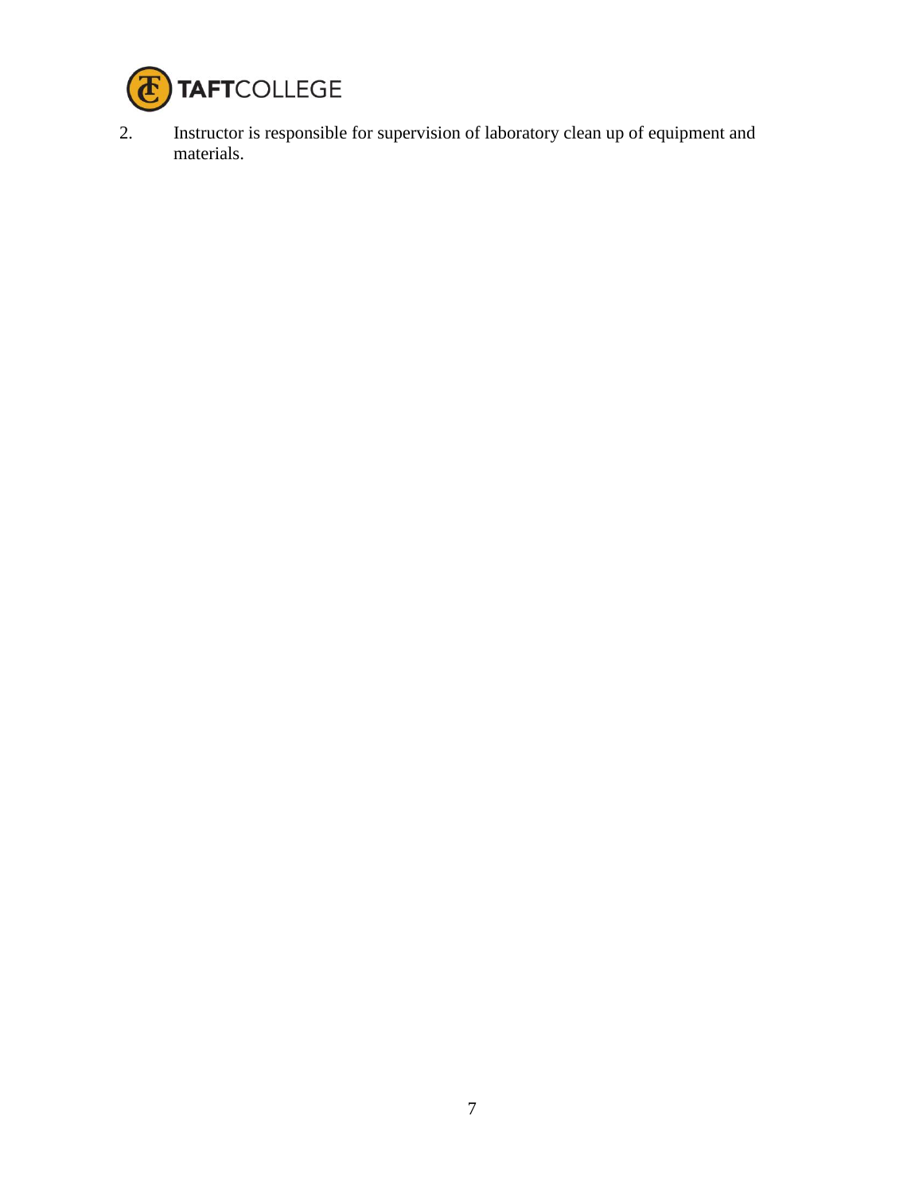2. Instructor is responsible for supervision of laboratory clean up of equipment and materials.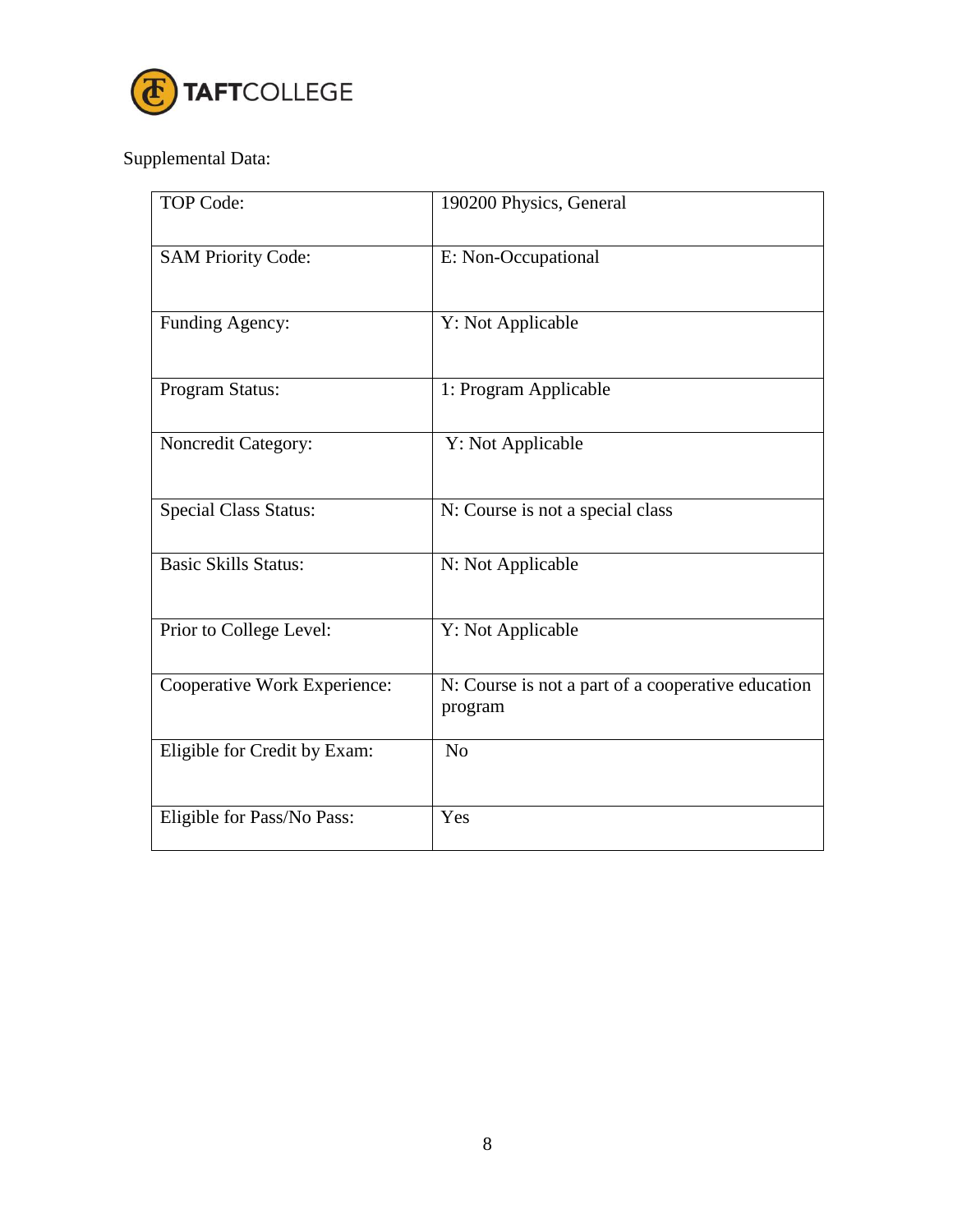Supplemental Data:

| | |
|---|---|
| TOP Code: | 190200 Physics, General |
| SAM Priority Code: | E: Non-Occupational |
| Funding Agency: | Y: Not Applicable |
| Program Status: | 1: Program Applicable |
| Noncredit Category: | Y: Not Applicable |
| Special Class Status: | N: Course is not a special class |
| Basic Skills Status: | N: Not Applicable |
| Prior to College Level: | Y: Not Applicable |
| Cooperative Work Experience: | N: Course is not a part of a cooperative education program |
| Eligible for Credit by Exam: | No |
| Eligible for Pass/No Pass: | Yes |